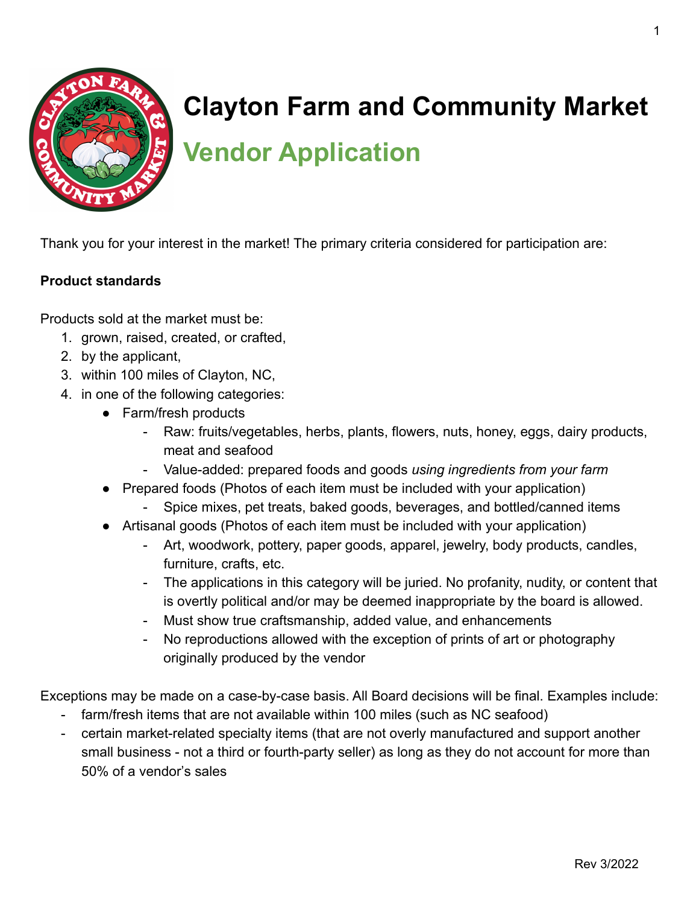# Clayton Farm and Community Market

## Vendor Application

Thank you for your interest in the market! The primary criteria considered for participation are:

**Product standards**

Products sold at the market must be:

1. grown, raised, created, or crafted,
2. by the applicant,
3. within 100 miles of Clayton, NC,
4. in one of the following categories:
   - Farm/fresh products
     - Raw: fruits/vegetables, herbs, plants, flowers, nuts, honey, eggs, dairy products, meat and seafood
     - Value-added: prepared foods and goods *using ingredients from your farm*
   - Prepared foods (Photos of each item must be included with your application)
     - Spice mixes, pet treats, baked goods, beverages, and bottled/canned items
   - Artisanal goods (Photos of each item must be included with your application)
     - Art, woodwork, pottery, paper goods, apparel, jewelry, body products, candles, furniture, crafts, etc.
     - The applications in this category will be juried. No profanity, nudity, or content that is overtly political and/or may be deemed inappropriate by the board is allowed.
     - Must show true craftsmanship, added value, and enhancements
     - No reproductions allowed with the exception of prints of art or photography originally produced by the vendor

Exceptions may be made on a case-by-case basis. All Board decisions will be final. Examples include:

- farm/fresh items that are not available within 100 miles (such as NC seafood)
- certain market-related specialty items (that are not overly manufactured and support another small business - not a third or fourth-party seller) as long as they do not account for more than 50% of a vendor's sales

Rev 3/2022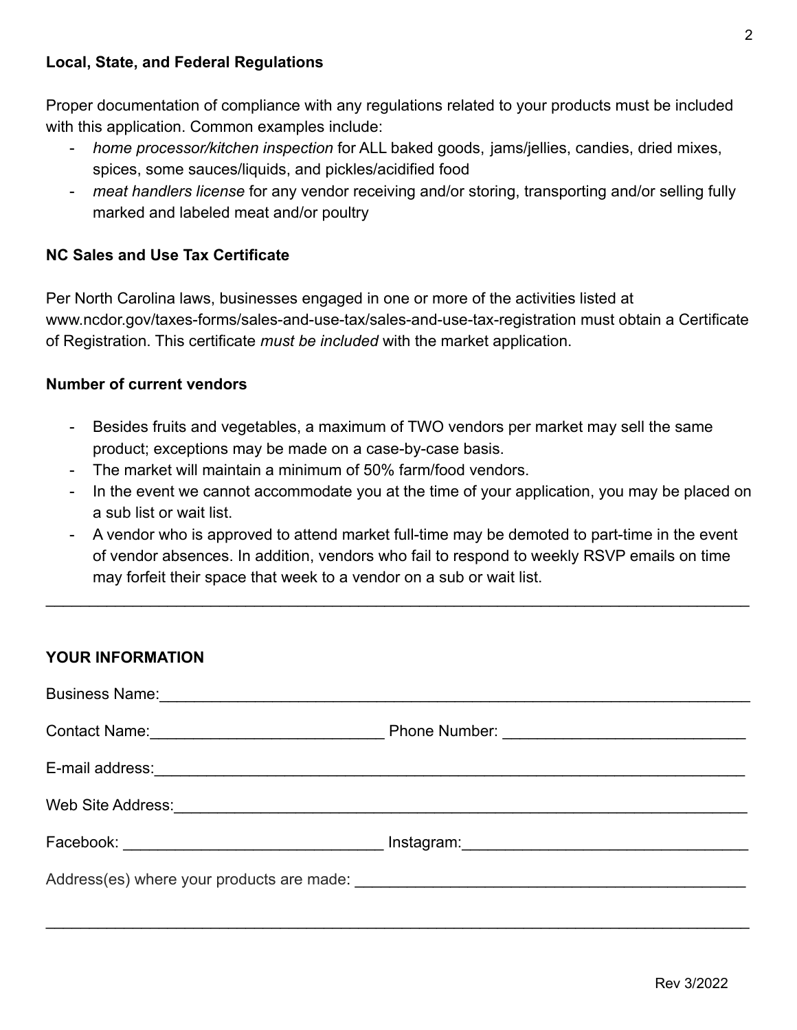**Local, State, and Federal Regulations**

Proper documentation of compliance with any regulations related to your products must be included with this application. Common examples include:

- *home processor/kitchen inspection* for ALL baked goods, jams/jellies, candies, dried mixes, spices, some sauces/liquids, and pickles/acidified food
- *meat handlers license* for any vendor receiving and/or storing, transporting and/or selling fully marked and labeled meat and/or poultry

**NC Sales and Use Tax Certificate**

Per North Carolina laws, businesses engaged in one or more of the activities listed at www.ncdor.gov/taxes-forms/sales-and-use-tax/sales-and-use-tax-registration must obtain a Certificate of Registration. This certificate *must be included* with the market application.

**Number of current vendors**

- Besides fruits and vegetables, a maximum of TWO vendors per market may sell the same product; exceptions may be made on a case-by-case basis.
- The market will maintain a minimum of 50% farm/food vendors.
- In the event we cannot accommodate you at the time of your application, you may be placed on a sub list or wait list.
- A vendor who is approved to attend market full-time may be demoted to part-time in the event of vendor absences. In addition, vendors who fail to respond to weekly RSVP emails on time may forfeit their space that week to a vendor on a sub or wait list.

---

**YOUR INFORMATION**

Business Name:______________________________________________________________

Contact Name:___________________________ Phone Number: ___________________________

E-mail address:______________________________________________________________

Web Site Address:____________________________________________________________

Facebook: ______________________________ Instagram:________________________________

Address(es) where your products are made: _____________________________________________

______________________________________________________________________________

Rev 3/2022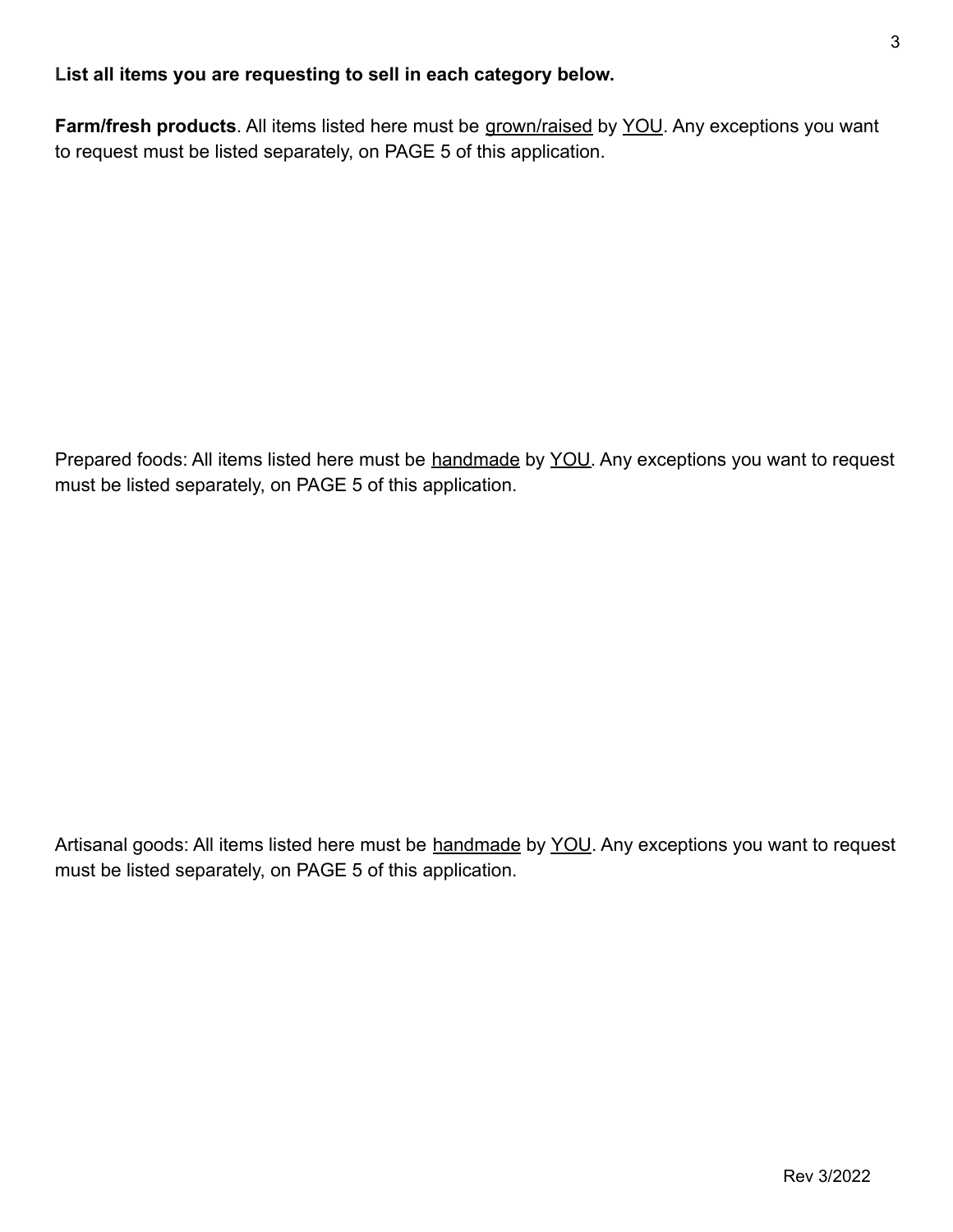**List all items you are requesting to sell in each category below.**

**Farm/fresh products**. All items listed here must be <u>grown/raised</u> by <u>YOU</u>. Any exceptions you want to request must be listed separately, on PAGE 5 of this application.

Prepared foods: All items listed here must be <u>handmade</u> by <u>YOU</u>. Any exceptions you want to request must be listed separately, on PAGE 5 of this application.

Artisanal goods: All items listed here must be <u>handmade</u> by <u>YOU</u>. Any exceptions you want to request must be listed separately, on PAGE 5 of this application.

Rev 3/2022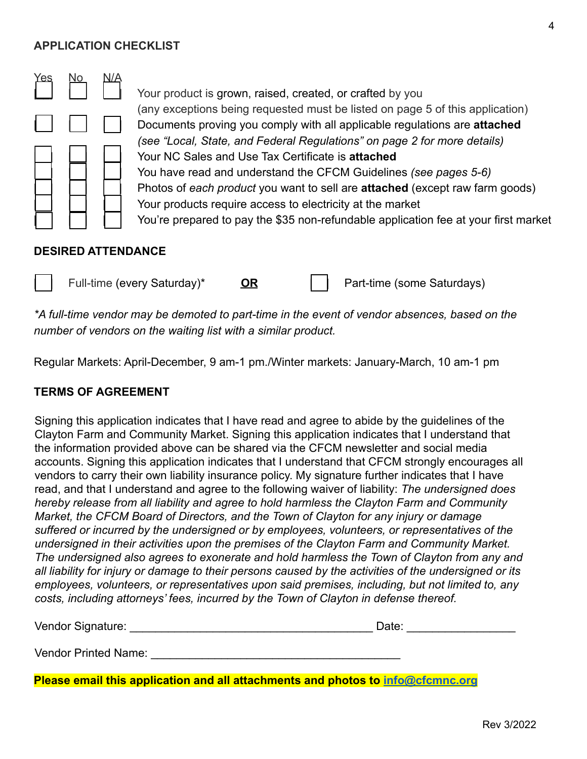**APPLICATION CHECKLIST**

| Yes | No | N/A | |
|---|---|---|---|
| ☐ | ☐ | ☐ | Your product is grown, raised, created, or crafted by you (any exceptions being requested must be listed on page 5 of this application) |
| ☐ | ☐ | ☐ | Documents proving you comply with all applicable regulations are **attached** *(see "Local, State, and Federal Regulations" on page 2 for more details)* |
| ☐ | ☐ | ☐ | Your NC Sales and Use Tax Certificate is **attached** |
| ☐ | ☐ | ☐ | You have read and understand the CFCM Guidelines *(see pages 5-6)* |
| ☐ | ☐ | ☐ | Photos of *each product* you want to sell are **attached** (except raw farm goods) |
| ☐ | ☐ | ☐ | Your products require access to electricity at the market |
| ☐ | ☐ | ☐ | You're prepared to pay the $35 non-refundable application fee at your first market |

**DESIRED ATTENDANCE**

☐ Full-time (every Saturday)* **OR** ☐ Part-time (some Saturdays)

*\*A full-time vendor may be demoted to part-time in the event of vendor absences, based on the number of vendors on the waiting list with a similar product.*

Regular Markets: April-December, 9 am-1 pm./Winter markets: January-March, 10 am-1 pm

**TERMS OF AGREEMENT**

Signing this application indicates that I have read and agree to abide by the guidelines of the Clayton Farm and Community Market. Signing this application indicates that I understand that the information provided above can be shared via the CFCM newsletter and social media accounts. Signing this application indicates that I understand that CFCM strongly encourages all vendors to carry their own liability insurance policy. My signature further indicates that I have read, and that I understand and agree to the following waiver of liability: *The undersigned does hereby release from all liability and agree to hold harmless the Clayton Farm and Community Market, the CFCM Board of Directors, and the Town of Clayton for any injury or damage suffered or incurred by the undersigned or by employees, volunteers, or representatives of the undersigned in their activities upon the premises of the Clayton Farm and Community Market. The undersigned also agrees to exonerate and hold harmless the Town of Clayton from any and all liability for injury or damage to their persons caused by the activities of the undersigned or its employees, volunteers, or representatives upon said premises, including, but not limited to, any costs, including attorneys' fees, incurred by the Town of Clayton in defense thereof.*

Vendor Signature: ______________________________________ Date: _________________

Vendor Printed Name: ______________________________________

**Please email this application and all attachments and photos to [info@cfcmnc.org](mailto:info@cfcmnc.org)**

Rev 3/2022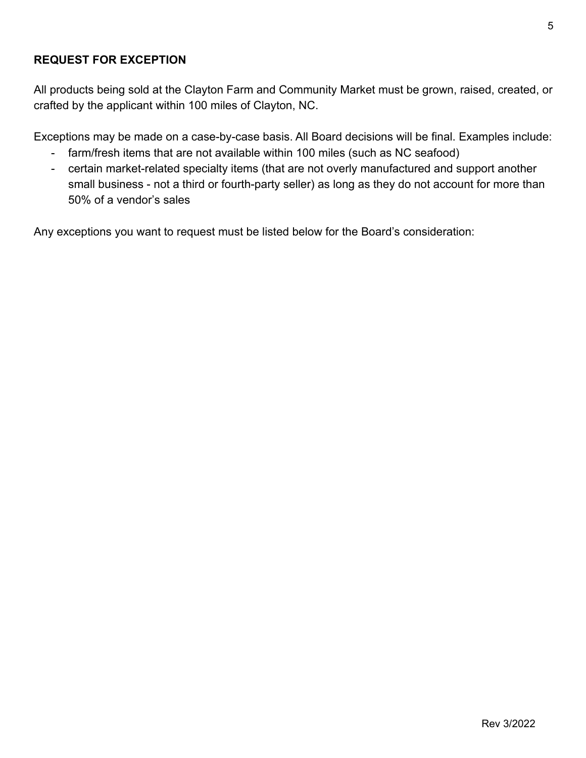**REQUEST FOR EXCEPTION**

All products being sold at the Clayton Farm and Community Market must be grown, raised, created, or crafted by the applicant within 100 miles of Clayton, NC.

Exceptions may be made on a case-by-case basis. All Board decisions will be final. Examples include:

- farm/fresh items that are not available within 100 miles (such as NC seafood)
- certain market-related specialty items (that are not overly manufactured and support another small business - not a third or fourth-party seller) as long as they do not account for more than 50% of a vendor's sales

Any exceptions you want to request must be listed below for the Board's consideration:

Rev 3/2022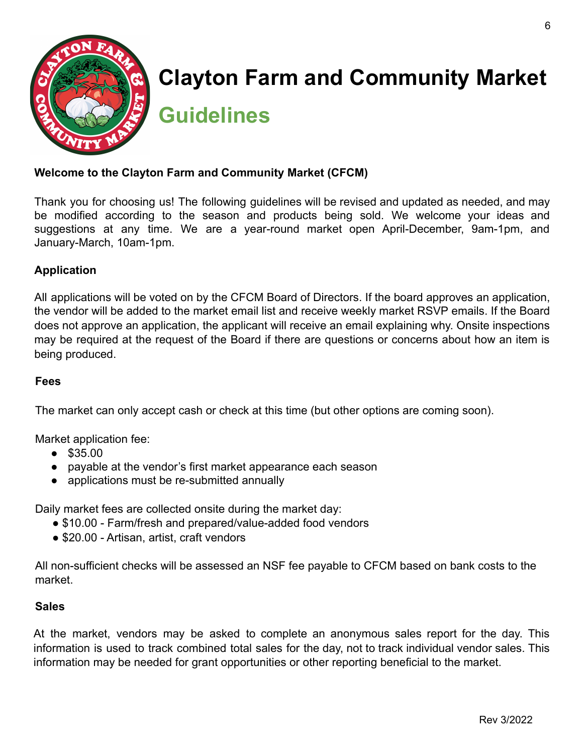# Clayton Farm and Community Market

## Guidelines

**Welcome to the Clayton Farm and Community Market (CFCM)**

Thank you for choosing us! The following guidelines will be revised and updated as needed, and may be modified according to the season and products being sold. We welcome your ideas and suggestions at any time. We are a year-round market open April-December, 9am-1pm, and January-March, 10am-1pm.

**Application**

All applications will be voted on by the CFCM Board of Directors. If the board approves an application, the vendor will be added to the market email list and receive weekly market RSVP emails. If the Board does not approve an application, the applicant will receive an email explaining why. Onsite inspections may be required at the request of the Board if there are questions or concerns about how an item is being produced.

**Fees**

The market can only accept cash or check at this time (but other options are coming soon).

Market application fee:

- $35.00
- payable at the vendor's first market appearance each season
- applications must be re-submitted annually

Daily market fees are collected onsite during the market day:

- $10.00 - Farm/fresh and prepared/value-added food vendors
- $20.00 - Artisan, artist, craft vendors

All non-sufficient checks will be assessed an NSF fee payable to CFCM based on bank costs to the market.

**Sales**

At the market, vendors may be asked to complete an anonymous sales report for the day. This information is used to track combined total sales for the day, not to track individual vendor sales. This information may be needed for grant opportunities or other reporting beneficial to the market.

Rev 3/2022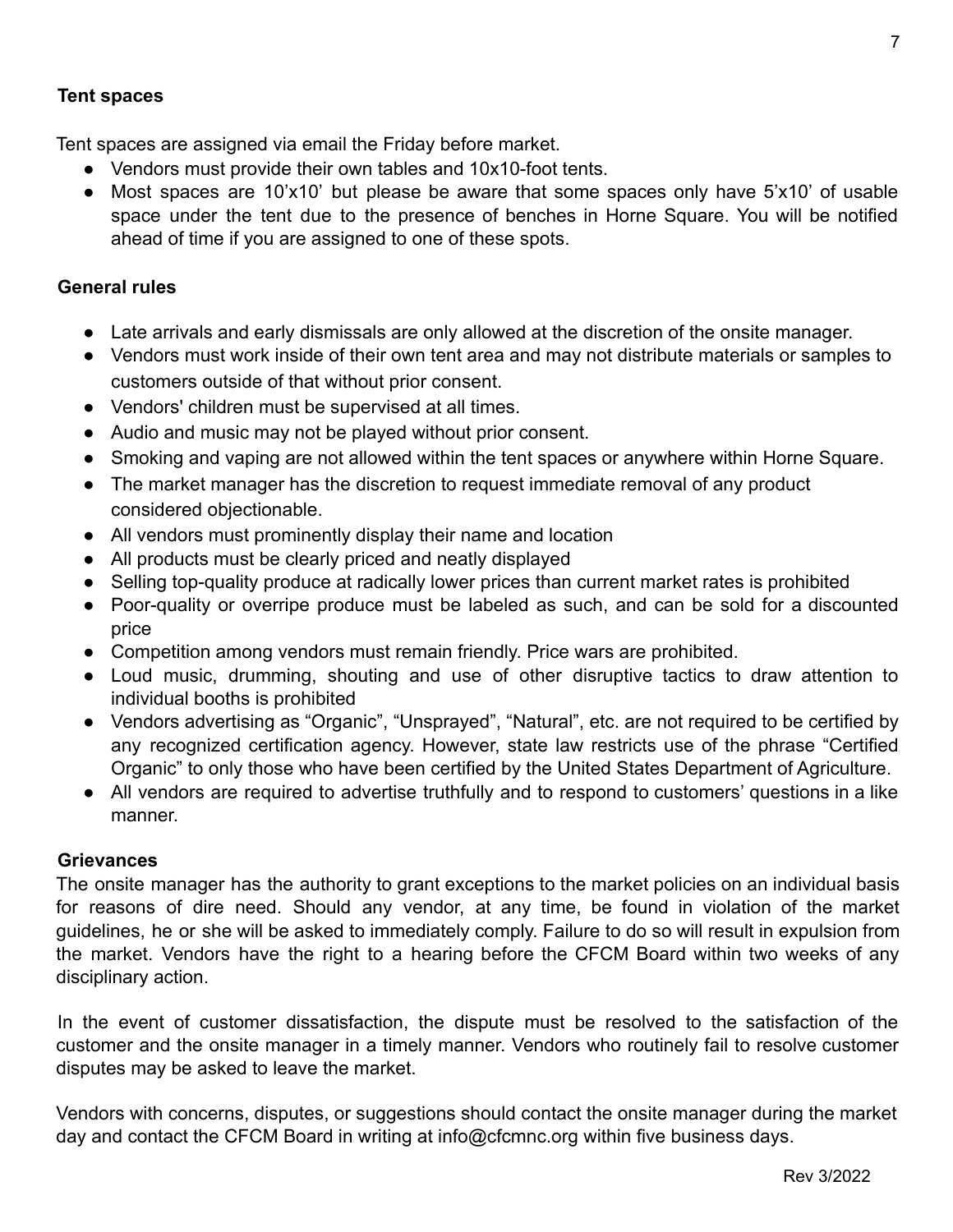**Tent spaces**

Tent spaces are assigned via email the Friday before market.

- Vendors must provide their own tables and 10x10-foot tents.
- Most spaces are 10'x10' but please be aware that some spaces only have 5'x10' of usable space under the tent due to the presence of benches in Horne Square. You will be notified ahead of time if you are assigned to one of these spots.

**General rules**

- Late arrivals and early dismissals are only allowed at the discretion of the onsite manager.
- Vendors must work inside of their own tent area and may not distribute materials or samples to customers outside of that without prior consent.
- Vendors' children must be supervised at all times.
- Audio and music may not be played without prior consent.
- Smoking and vaping are not allowed within the tent spaces or anywhere within Horne Square.
- The market manager has the discretion to request immediate removal of any product considered objectionable.
- All vendors must prominently display their name and location
- All products must be clearly priced and neatly displayed
- Selling top-quality produce at radically lower prices than current market rates is prohibited
- Poor-quality or overripe produce must be labeled as such, and can be sold for a discounted price
- Competition among vendors must remain friendly. Price wars are prohibited.
- Loud music, drumming, shouting and use of other disruptive tactics to draw attention to individual booths is prohibited
- Vendors advertising as "Organic", "Unsprayed", "Natural", etc. are not required to be certified by any recognized certification agency. However, state law restricts use of the phrase "Certified Organic" to only those who have been certified by the United States Department of Agriculture.
- All vendors are required to advertise truthfully and to respond to customers' questions in a like manner.

**Grievances**

The onsite manager has the authority to grant exceptions to the market policies on an individual basis for reasons of dire need. Should any vendor, at any time, be found in violation of the market guidelines, he or she will be asked to immediately comply. Failure to do so will result in expulsion from the market. Vendors have the right to a hearing before the CFCM Board within two weeks of any disciplinary action.

In the event of customer dissatisfaction, the dispute must be resolved to the satisfaction of the customer and the onsite manager in a timely manner. Vendors who routinely fail to resolve customer disputes may be asked to leave the market.

Vendors with concerns, disputes, or suggestions should contact the onsite manager during the market day and contact the CFCM Board in writing at info@cfcmnc.org within five business days.

Rev 3/2022